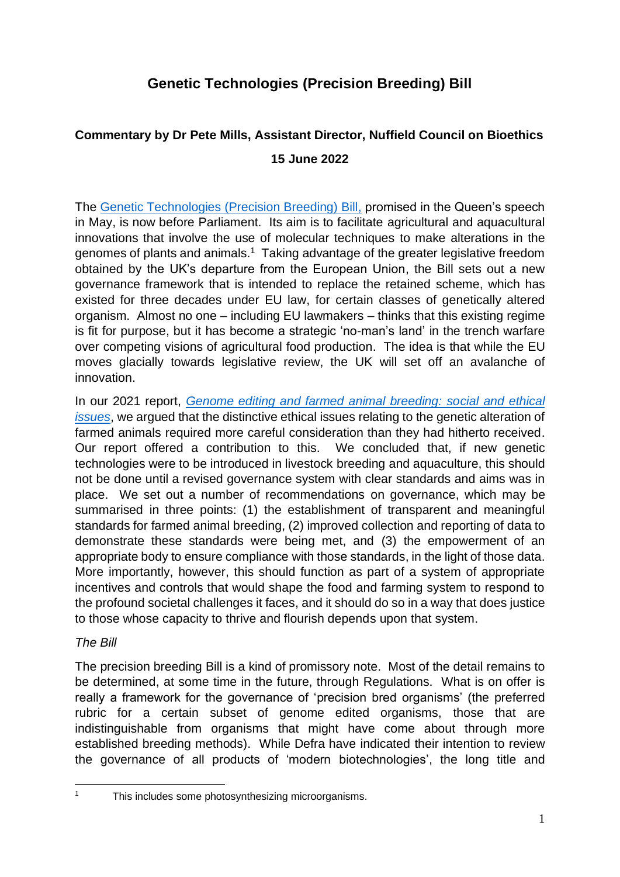# Genetic Technologies (Precision Breeding) Bill

**Commentary by Dr Pete Mills, Assistant Director, Nuffield Council on Bioethics**

**15 June 2022**

The Genetic Technologies (Precision Breeding) Bill, promised in the Queen's speech in May, is now before Parliament. Its aim is to facilitate agricultural and aquacultural innovations that involve the use of molecular techniques to make alterations in the genomes of plants and animals.[1] Taking advantage of the greater legislative freedom obtained by the UK's departure from the European Union, the Bill sets out a new governance framework that is intended to replace the retained scheme, which has existed for three decades under EU law, for certain classes of genetically altered organism. Almost no one – including EU lawmakers – thinks that this existing regime is fit for purpose, but it has become a strategic 'no-man's land' in the trench warfare over competing visions of agricultural food production. The idea is that while the EU moves glacially towards legislative review, the UK will set off an avalanche of innovation.

In our 2021 report, *Genome editing and farmed animal breeding: social and ethical issues*, we argued that the distinctive ethical issues relating to the genetic alteration of farmed animals required more careful consideration than they had hitherto received. Our report offered a contribution to this. We concluded that, if new genetic technologies were to be introduced in livestock breeding and aquaculture, this should not be done until a revised governance system with clear standards and aims was in place. We set out a number of recommendations on governance, which may be summarised in three points: (1) the establishment of transparent and meaningful standards for farmed animal breeding, (2) improved collection and reporting of data to demonstrate these standards were being met, and (3) the empowerment of an appropriate body to ensure compliance with those standards, in the light of those data. More importantly, however, this should function as part of a system of appropriate incentives and controls that would shape the food and farming system to respond to the profound societal challenges it faces, and it should do so in a way that does justice to those whose capacity to thrive and flourish depends upon that system.

*The Bill*

The precision breeding Bill is a kind of promissory note. Most of the detail remains to be determined, at some time in the future, through Regulations. What is on offer is really a framework for the governance of 'precision bred organisms' (the preferred rubric for a certain subset of genome edited organisms, those that are indistinguishable from organisms that might have come about through more established breeding methods). While Defra have indicated their intention to review the governance of all products of 'modern biotechnologies', the long title and

[1] This includes some photosynthesizing microorganisms.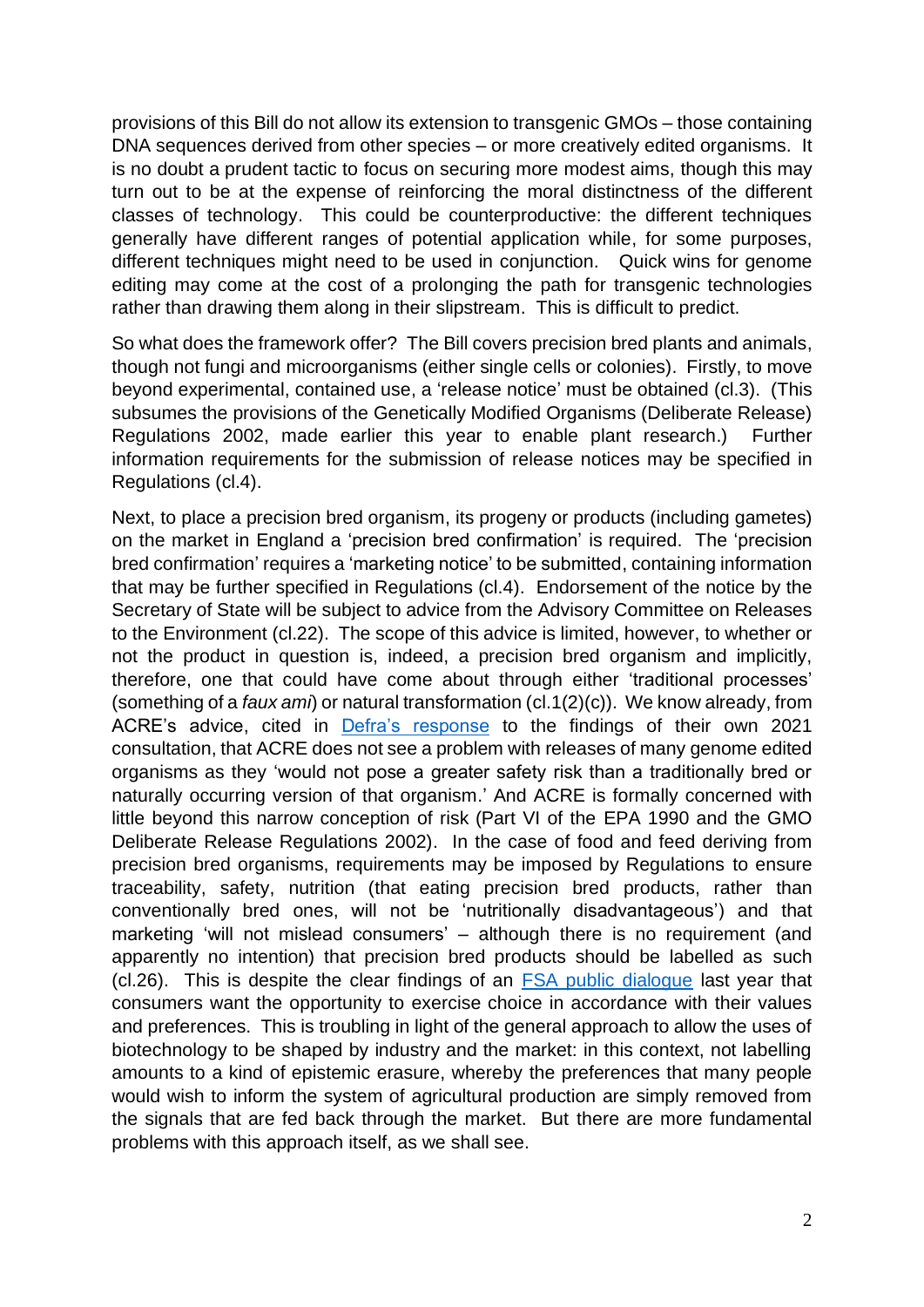provisions of this Bill do not allow its extension to transgenic GMOs – those containing DNA sequences derived from other species – or more creatively edited organisms. It is no doubt a prudent tactic to focus on securing more modest aims, though this may turn out to be at the expense of reinforcing the moral distinctness of the different classes of technology. This could be counterproductive: the different techniques generally have different ranges of potential application while, for some purposes, different techniques might need to be used in conjunction. Quick wins for genome editing may come at the cost of a prolonging the path for transgenic technologies rather than drawing them along in their slipstream. This is difficult to predict.

So what does the framework offer? The Bill covers precision bred plants and animals, though not fungi and microorganisms (either single cells or colonies). Firstly, to move beyond experimental, contained use, a 'release notice' must be obtained (cl.3). (This subsumes the provisions of the Genetically Modified Organisms (Deliberate Release) Regulations 2002, made earlier this year to enable plant research.) Further information requirements for the submission of release notices may be specified in Regulations (cl.4).

Next, to place a precision bred organism, its progeny or products (including gametes) on the market in England a 'precision bred confirmation' is required. The 'precision bred confirmation' requires a 'marketing notice' to be submitted, containing information that may be further specified in Regulations (cl.4). Endorsement of the notice by the Secretary of State will be subject to advice from the Advisory Committee on Releases to the Environment (cl.22). The scope of this advice is limited, however, to whether or not the product in question is, indeed, a precision bred organism and implicitly, therefore, one that could have come about through either 'traditional processes' (something of a *faux ami*) or natural transformation (cl.1(2)(c)). We know already, from ACRE's advice, cited in [Defra's response] to the findings of their own 2021 consultation, that ACRE does not see a problem with releases of many genome edited organisms as they 'would not pose a greater safety risk than a traditionally bred or naturally occurring version of that organism.' And ACRE is formally concerned with little beyond this narrow conception of risk (Part VI of the EPA 1990 and the GMO Deliberate Release Regulations 2002). In the case of food and feed deriving from precision bred organisms, requirements may be imposed by Regulations to ensure traceability, safety, nutrition (that eating precision bred products, rather than conventionally bred ones, will not be 'nutritionally disadvantageous') and that marketing 'will not mislead consumers' – although there is no requirement (and apparently no intention) that precision bred products should be labelled as such (cl.26). This is despite the clear findings of an [FSA public dialogue] last year that consumers want the opportunity to exercise choice in accordance with their values and preferences. This is troubling in light of the general approach to allow the uses of biotechnology to be shaped by industry and the market: in this context, not labelling amounts to a kind of epistemic erasure, whereby the preferences that many people would wish to inform the system of agricultural production are simply removed from the signals that are fed back through the market. But there are more fundamental problems with this approach itself, as we shall see.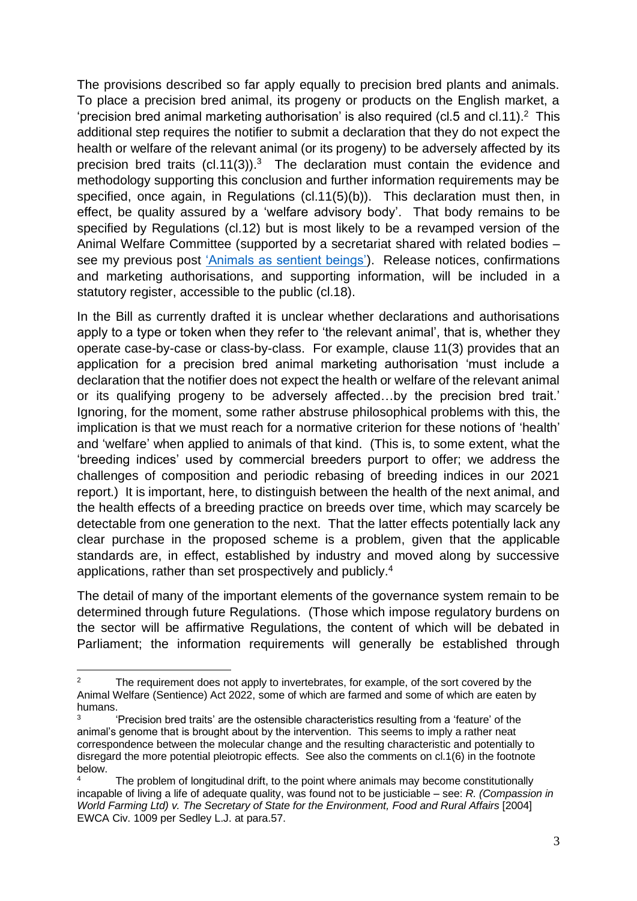The provisions described so far apply equally to precision bred plants and animals. To place a precision bred animal, its progeny or products on the English market, a 'precision bred animal marketing authorisation' is also required (cl.5 and cl.11).[2] This additional step requires the notifier to submit a declaration that they do not expect the health or welfare of the relevant animal (or its progeny) to be adversely affected by its precision bred traits (cl.11(3)).[3] The declaration must contain the evidence and methodology supporting this conclusion and further information requirements may be specified, once again, in Regulations (cl.11(5)(b)). This declaration must then, in effect, be quality assured by a 'welfare advisory body'. That body remains to be specified by Regulations (cl.12) but is most likely to be a revamped version of the Animal Welfare Committee (supported by a secretariat shared with related bodies – see my previous post 'Animals as sentient beings'). Release notices, confirmations and marketing authorisations, and supporting information, will be included in a statutory register, accessible to the public (cl.18).

In the Bill as currently drafted it is unclear whether declarations and authorisations apply to a type or token when they refer to 'the relevant animal', that is, whether they operate case-by-case or class-by-class. For example, clause 11(3) provides that an application for a precision bred animal marketing authorisation 'must include a declaration that the notifier does not expect the health or welfare of the relevant animal or its qualifying progeny to be adversely affected…by the precision bred trait.' Ignoring, for the moment, some rather abstruse philosophical problems with this, the implication is that we must reach for a normative criterion for these notions of 'health' and 'welfare' when applied to animals of that kind. (This is, to some extent, what the 'breeding indices' used by commercial breeders purport to offer; we address the challenges of composition and periodic rebasing of breeding indices in our 2021 report.) It is important, here, to distinguish between the health of the next animal, and the health effects of a breeding practice on breeds over time, which may scarcely be detectable from one generation to the next. That the latter effects potentially lack any clear purchase in the proposed scheme is a problem, given that the applicable standards are, in effect, established by industry and moved along by successive applications, rather than set prospectively and publicly.[4]

The detail of many of the important elements of the governance system remain to be determined through future Regulations. (Those which impose regulatory burdens on the sector will be affirmative Regulations, the content of which will be debated in Parliament; the information requirements will generally be established through

---

[2] The requirement does not apply to invertebrates, for example, of the sort covered by the Animal Welfare (Sentience) Act 2022, some of which are farmed and some of which are eaten by humans.

[3] 'Precision bred traits' are the ostensible characteristics resulting from a 'feature' of the animal's genome that is brought about by the intervention. This seems to imply a rather neat correspondence between the molecular change and the resulting characteristic and potentially to disregard the more potential pleiotropic effects. See also the comments on cl.1(6) in the footnote below.

[4] The problem of longitudinal drift, to the point where animals may become constitutionally incapable of living a life of adequate quality, was found not to be justiciable – see: *R. (Compassion in World Farming Ltd) v. The Secretary of State for the Environment, Food and Rural Affairs* [2004] EWCA Civ. 1009 per Sedley L.J. at para.57.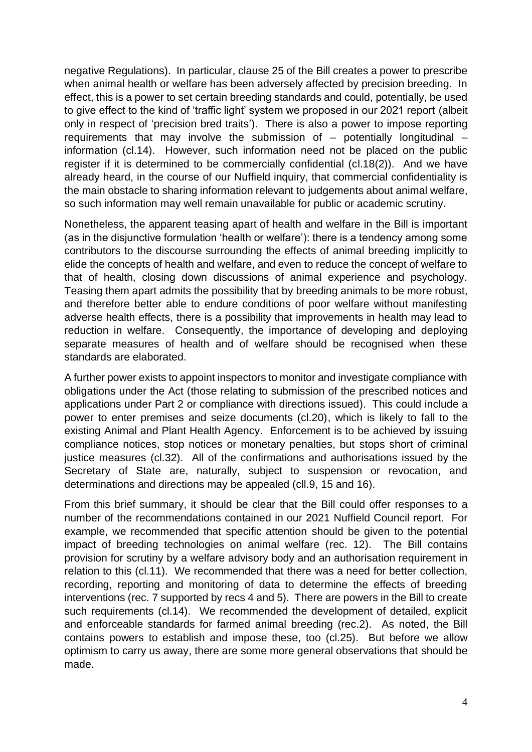negative Regulations). In particular, clause 25 of the Bill creates a power to prescribe when animal health or welfare has been adversely affected by precision breeding. In effect, this is a power to set certain breeding standards and could, potentially, be used to give effect to the kind of 'traffic light' system we proposed in our 2021 report (albeit only in respect of 'precision bred traits'). There is also a power to impose reporting requirements that may involve the submission of – potentially longitudinal – information (cl.14). However, such information need not be placed on the public register if it is determined to be commercially confidential (cl.18(2)). And we have already heard, in the course of our Nuffield inquiry, that commercial confidentiality is the main obstacle to sharing information relevant to judgements about animal welfare, so such information may well remain unavailable for public or academic scrutiny.

Nonetheless, the apparent teasing apart of health and welfare in the Bill is important (as in the disjunctive formulation 'health or welfare'): there is a tendency among some contributors to the discourse surrounding the effects of animal breeding implicitly to elide the concepts of health and welfare, and even to reduce the concept of welfare to that of health, closing down discussions of animal experience and psychology. Teasing them apart admits the possibility that by breeding animals to be more robust, and therefore better able to endure conditions of poor welfare without manifesting adverse health effects, there is a possibility that improvements in health may lead to reduction in welfare. Consequently, the importance of developing and deploying separate measures of health and of welfare should be recognised when these standards are elaborated.

A further power exists to appoint inspectors to monitor and investigate compliance with obligations under the Act (those relating to submission of the prescribed notices and applications under Part 2 or compliance with directions issued). This could include a power to enter premises and seize documents (cl.20), which is likely to fall to the existing Animal and Plant Health Agency. Enforcement is to be achieved by issuing compliance notices, stop notices or monetary penalties, but stops short of criminal justice measures (cl.32). All of the confirmations and authorisations issued by the Secretary of State are, naturally, subject to suspension or revocation, and determinations and directions may be appealed (cll.9, 15 and 16).

From this brief summary, it should be clear that the Bill could offer responses to a number of the recommendations contained in our 2021 Nuffield Council report. For example, we recommended that specific attention should be given to the potential impact of breeding technologies on animal welfare (rec. 12). The Bill contains provision for scrutiny by a welfare advisory body and an authorisation requirement in relation to this (cl.11). We recommended that there was a need for better collection, recording, reporting and monitoring of data to determine the effects of breeding interventions (rec. 7 supported by recs 4 and 5). There are powers in the Bill to create such requirements (cl.14). We recommended the development of detailed, explicit and enforceable standards for farmed animal breeding (rec.2). As noted, the Bill contains powers to establish and impose these, too (cl.25). But before we allow optimism to carry us away, there are some more general observations that should be made.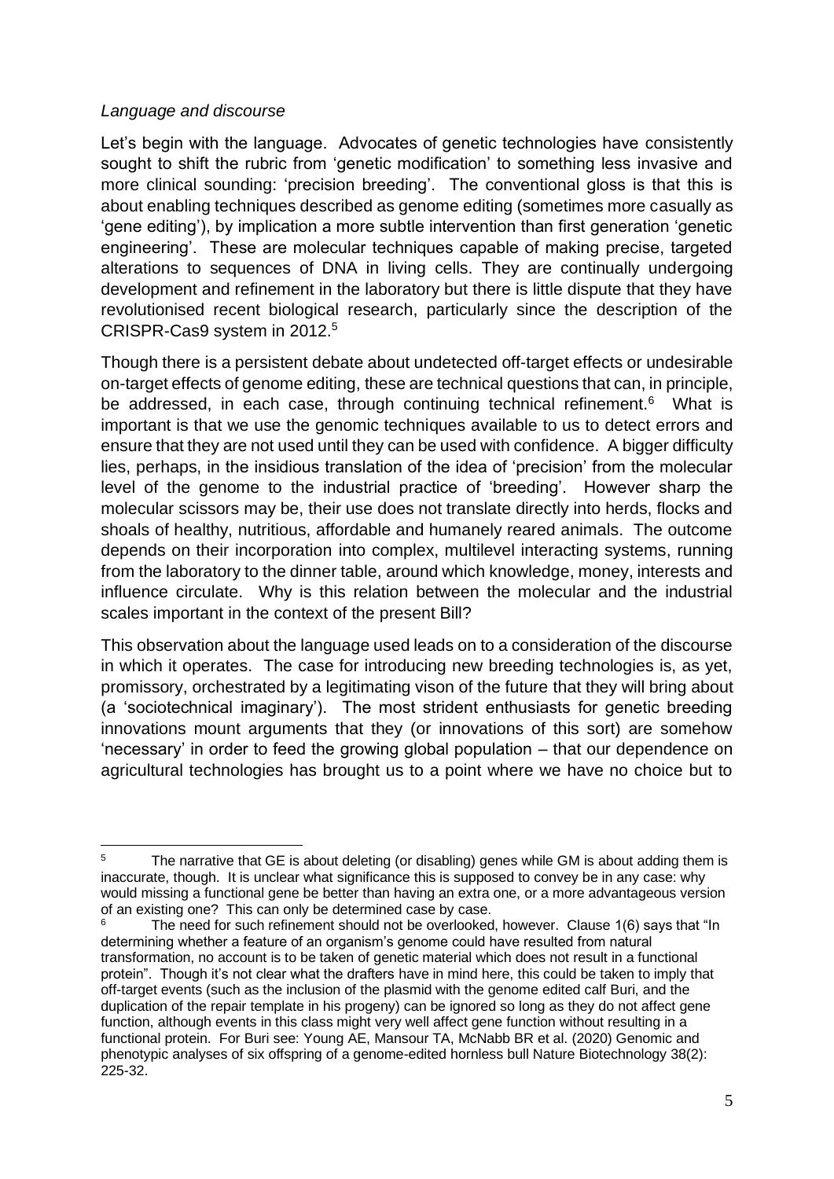*Language and discourse*

Let's begin with the language. Advocates of genetic technologies have consistently sought to shift the rubric from 'genetic modification' to something less invasive and more clinical sounding: 'precision breeding'. The conventional gloss is that this is about enabling techniques described as genome editing (sometimes more casually as 'gene editing'), by implication a more subtle intervention than first generation 'genetic engineering'. These are molecular techniques capable of making precise, targeted alterations to sequences of DNA in living cells. They are continually undergoing development and refinement in the laboratory but there is little dispute that they have revolutionised recent biological research, particularly since the description of the CRISPR-Cas9 system in 2012.[5]

Though there is a persistent debate about undetected off-target effects or undesirable on-target effects of genome editing, these are technical questions that can, in principle, be addressed, in each case, through continuing technical refinement.[6] What is important is that we use the genomic techniques available to us to detect errors and ensure that they are not used until they can be used with confidence. A bigger difficulty lies, perhaps, in the insidious translation of the idea of 'precision' from the molecular level of the genome to the industrial practice of 'breeding'. However sharp the molecular scissors may be, their use does not translate directly into herds, flocks and shoals of healthy, nutritious, affordable and humanely reared animals. The outcome depends on their incorporation into complex, multilevel interacting systems, running from the laboratory to the dinner table, around which knowledge, money, interests and influence circulate. Why is this relation between the molecular and the industrial scales important in the context of the present Bill?

This observation about the language used leads on to a consideration of the discourse in which it operates. The case for introducing new breeding technologies is, as yet, promissory, orchestrated by a legitimating vison of the future that they will bring about (a 'sociotechnical imaginary'). The most strident enthusiasts for genetic breeding innovations mount arguments that they (or innovations of this sort) are somehow 'necessary' in order to feed the growing global population – that our dependence on agricultural technologies has brought us to a point where we have no choice but to

---

[5] The narrative that GE is about deleting (or disabling) genes while GM is about adding them is inaccurate, though. It is unclear what significance this is supposed to convey be in any case: why would missing a functional gene be better than having an extra one, or a more advantageous version of an existing one? This can only be determined case by case.

[6] The need for such refinement should not be overlooked, however. Clause 1(6) says that "In determining whether a feature of an organism's genome could have resulted from natural transformation, no account is to be taken of genetic material which does not result in a functional protein". Though it's not clear what the drafters have in mind here, this could be taken to imply that off-target events (such as the inclusion of the plasmid with the genome edited calf Buri, and the duplication of the repair template in his progeny) can be ignored so long as they do not affect gene function, although events in this class might very well affect gene function without resulting in a functional protein. For Buri see: Young AE, Mansour TA, McNabb BR et al. (2020) Genomic and phenotypic analyses of six offspring of a genome-edited hornless bull Nature Biotechnology 38(2): 225-32.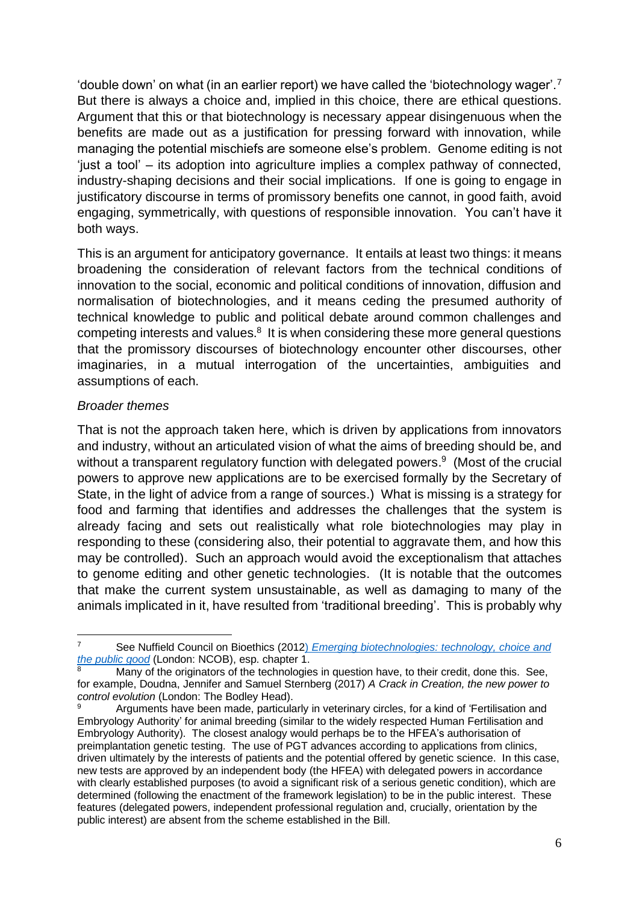'double down' on what (in an earlier report) we have called the 'biotechnology wager'.[7] But there is always a choice and, implied in this choice, there are ethical questions. Argument that this or that biotechnology is necessary appear disingenuous when the benefits are made out as a justification for pressing forward with innovation, while managing the potential mischiefs are someone else's problem. Genome editing is not 'just a tool' – its adoption into agriculture implies a complex pathway of connected, industry-shaping decisions and their social implications. If one is going to engage in justificatory discourse in terms of promissory benefits one cannot, in good faith, avoid engaging, symmetrically, with questions of responsible innovation. You can't have it both ways.

This is an argument for anticipatory governance. It entails at least two things: it means broadening the consideration of relevant factors from the technical conditions of innovation to the social, economic and political conditions of innovation, diffusion and normalisation of biotechnologies, and it means ceding the presumed authority of technical knowledge to public and political debate around common challenges and competing interests and values.[8] It is when considering these more general questions that the promissory discourses of biotechnology encounter other discourses, other imaginaries, in a mutual interrogation of the uncertainties, ambiguities and assumptions of each.

*Broader themes*

That is not the approach taken here, which is driven by applications from innovators and industry, without an articulated vision of what the aims of breeding should be, and without a transparent regulatory function with delegated powers.[9] (Most of the crucial powers to approve new applications are to be exercised formally by the Secretary of State, in the light of advice from a range of sources.) What is missing is a strategy for food and farming that identifies and addresses the challenges that the system is already facing and sets out realistically what role biotechnologies may play in responding to these (considering also, their potential to aggravate them, and how this may be controlled). Such an approach would avoid the exceptionalism that attaches to genome editing and other genetic technologies. (It is notable that the outcomes that make the current system unsustainable, as well as damaging to many of the animals implicated in it, have resulted from 'traditional breeding'. This is probably why

---

[7] See Nuffield Council on Bioethics (2012) *Emerging biotechnologies: technology, choice and the public good* (London: NCOB), esp. chapter 1.

[8] Many of the originators of the technologies in question have, to their credit, done this. See, for example, Doudna, Jennifer and Samuel Sternberg (2017) *A Crack in Creation, the new power to control evolution* (London: The Bodley Head).

[9] Arguments have been made, particularly in veterinary circles, for a kind of 'Fertilisation and Embryology Authority' for animal breeding (similar to the widely respected Human Fertilisation and Embryology Authority). The closest analogy would perhaps be to the HFEA's authorisation of preimplantation genetic testing. The use of PGT advances according to applications from clinics, driven ultimately by the interests of patients and the potential offered by genetic science. In this case, new tests are approved by an independent body (the HFEA) with delegated powers in accordance with clearly established purposes (to avoid a significant risk of a serious genetic condition), which are determined (following the enactment of the framework legislation) to be in the public interest. These features (delegated powers, independent professional regulation and, crucially, orientation by the public interest) are absent from the scheme established in the Bill.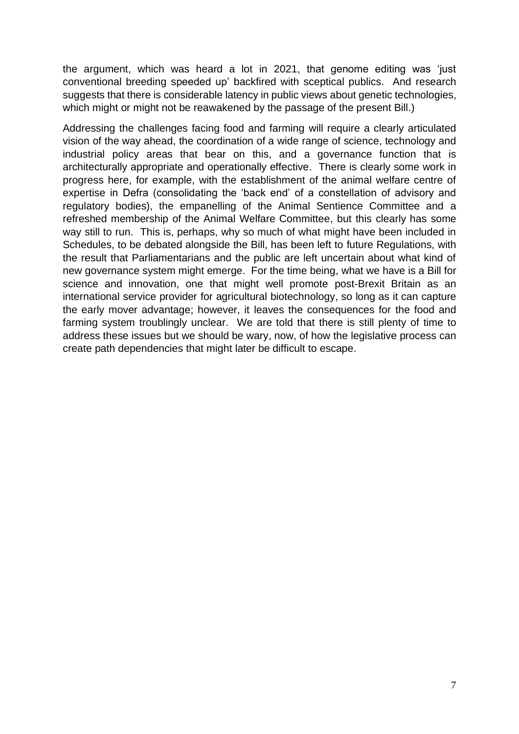the argument, which was heard a lot in 2021, that genome editing was 'just conventional breeding speeded up' backfired with sceptical publics. And research suggests that there is considerable latency in public views about genetic technologies, which might or might not be reawakened by the passage of the present Bill.)

Addressing the challenges facing food and farming will require a clearly articulated vision of the way ahead, the coordination of a wide range of science, technology and industrial policy areas that bear on this, and a governance function that is architecturally appropriate and operationally effective. There is clearly some work in progress here, for example, with the establishment of the animal welfare centre of expertise in Defra (consolidating the 'back end' of a constellation of advisory and regulatory bodies), the empanelling of the Animal Sentience Committee and a refreshed membership of the Animal Welfare Committee, but this clearly has some way still to run. This is, perhaps, why so much of what might have been included in Schedules, to be debated alongside the Bill, has been left to future Regulations, with the result that Parliamentarians and the public are left uncertain about what kind of new governance system might emerge. For the time being, what we have is a Bill for science and innovation, one that might well promote post-Brexit Britain as an international service provider for agricultural biotechnology, so long as it can capture the early mover advantage; however, it leaves the consequences for the food and farming system troublingly unclear. We are told that there is still plenty of time to address these issues but we should be wary, now, of how the legislative process can create path dependencies that might later be difficult to escape.